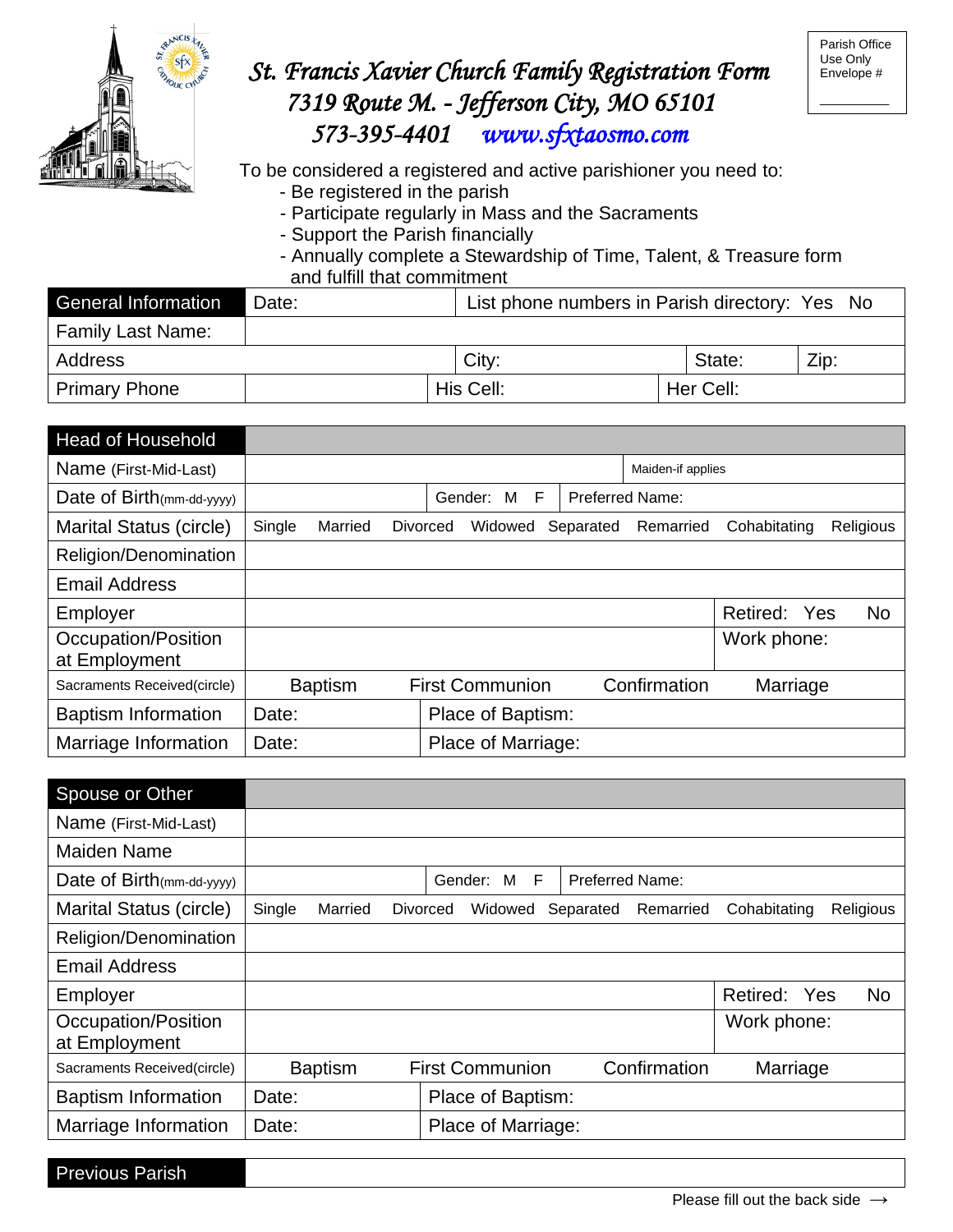# St. Francis Xavier Church Family Registration Form

## 7319 Route M. - Jefferson City, MO 65101

## 573-395-4401 www.sfxtaosmo.com

Parish Office Use Only
Envelope # ________

To be considered a registered and active parishioner you need to:
- Be registered in the parish
- Participate regularly in Mass and the Sacraments
- Support the Parish financially
- Annually complete a Stewardship of Time, Talent, & Treasure form and fulfill that commitment

| General Information | Date: | | List phone numbers in Parish directory: Yes No | |
|---|---|---|---|---|
| Family Last Name: | | | | |
| Address | | City: | State: | Zip: |
| Primary Phone | | His Cell: | Her Cell: | |

| Head of Household | | | | | | | |
|---|---|---|---|---|---|---|---|
| Name (First-Mid-Last) | | | | | Maiden-if applies | | |
| Date of Birth(mm-dd-yyyy) | | Gender: M F | | Preferred Name: | | | |
| Marital Status (circle) | Single | Married | Divorced | Widowed | Separated | Remarried | Cohabitating Religious |
| Religion/Denomination | | | | | | | |
| Email Address | | | | | | | |
| Employer | | | | | | Retired: Yes No | |
| Occupation/Position at Employment | | | | | | Work phone: | |
| Sacraments Received(circle) | Baptism | First Communion | | Confirmation | | Marriage | |
| Baptism Information | Date: | Place of Baptism: | | | | | |
| Marriage Information | Date: | Place of Marriage: | | | | | |

| Spouse or Other | | | | | | | |
|---|---|---|---|---|---|---|---|
| Name (First-Mid-Last) | | | | | | | |
| Maiden Name | | | | | | | |
| Date of Birth(mm-dd-yyyy) | | Gender: M F | | Preferred Name: | | | |
| Marital Status (circle) | Single | Married | Divorced | Widowed | Separated | Remarried | Cohabitating Religious |
| Religion/Denomination | | | | | | | |
| Email Address | | | | | | | |
| Employer | | | | | | Retired: Yes No | |
| Occupation/Position at Employment | | | | | | Work phone: | |
| Sacraments Received(circle) | Baptism | First Communion | | Confirmation | | Marriage | |
| Baptism Information | Date: | Place of Baptism: | | | | | |
| Marriage Information | Date: | Place of Marriage: | | | | | |

| Previous Parish | |
|---|---|

Please fill out the back side ⟶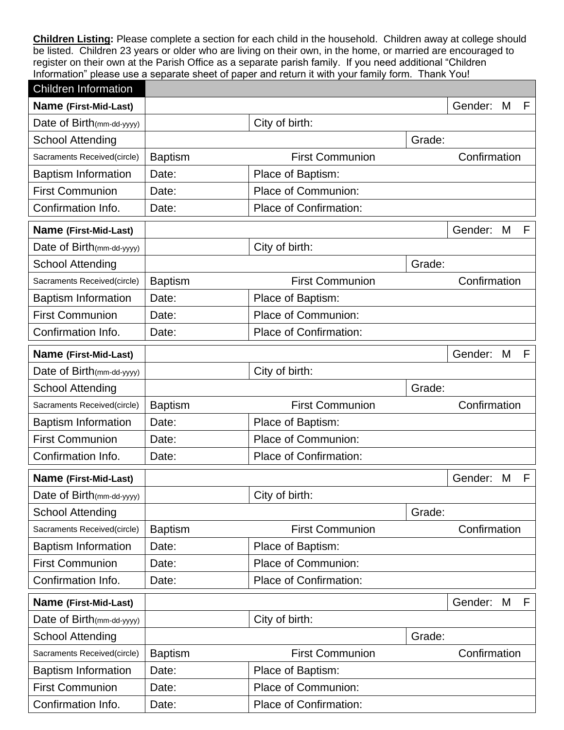**Children Listing:** Please complete a section for each child in the household. Children away at college should be listed. Children 23 years or older who are living on their own, in the home, or married are encouraged to register on their own at the Parish Office as a separate parish family. If you need additional "Children Information" please use a separate sheet of paper and return it with your family form. Thank You!

| Children Information | | | |
|---|---|---|---|
| **Name** **(First-Mid-Last)** | | | Gender: M F |
| Date of Birth(mm-dd-yyyy) | | City of birth: | |
| School Attending | | | Grade: |
| Sacraments Received(circle) | Baptism | First Communion | Confirmation |
| Baptism Information | Date: | Place of Baptism: | |
| First Communion | Date: | Place of Communion: | |
| Confirmation Info. | Date: | Place of Confirmation: | |

| | | | |
|---|---|---|---|
| **Name** **(First-Mid-Last)** | | | Gender: M F |
| Date of Birth(mm-dd-yyyy) | | City of birth: | |
| School Attending | | | Grade: |
| Sacraments Received(circle) | Baptism | First Communion | Confirmation |
| Baptism Information | Date: | Place of Baptism: | |
| First Communion | Date: | Place of Communion: | |
| Confirmation Info. | Date: | Place of Confirmation: | |

| | | | |
|---|---|---|---|
| **Name** **(First-Mid-Last)** | | | Gender: M F |
| Date of Birth(mm-dd-yyyy) | | City of birth: | |
| School Attending | | | Grade: |
| Sacraments Received(circle) | Baptism | First Communion | Confirmation |
| Baptism Information | Date: | Place of Baptism: | |
| First Communion | Date: | Place of Communion: | |
| Confirmation Info. | Date: | Place of Confirmation: | |

| | | | |
|---|---|---|---|
| **Name** **(First-Mid-Last)** | | | Gender: M F |
| Date of Birth(mm-dd-yyyy) | | City of birth: | |
| School Attending | | | Grade: |
| Sacraments Received(circle) | Baptism | First Communion | Confirmation |
| Baptism Information | Date: | Place of Baptism: | |
| First Communion | Date: | Place of Communion: | |
| Confirmation Info. | Date: | Place of Confirmation: | |

| | | | |
|---|---|---|---|
| **Name** **(First-Mid-Last)** | | | Gender: M F |
| Date of Birth(mm-dd-yyyy) | | City of birth: | |
| School Attending | | | Grade: |
| Sacraments Received(circle) | Baptism | First Communion | Confirmation |
| Baptism Information | Date: | Place of Baptism: | |
| First Communion | Date: | Place of Communion: | |
| Confirmation Info. | Date: | Place of Confirmation: | |